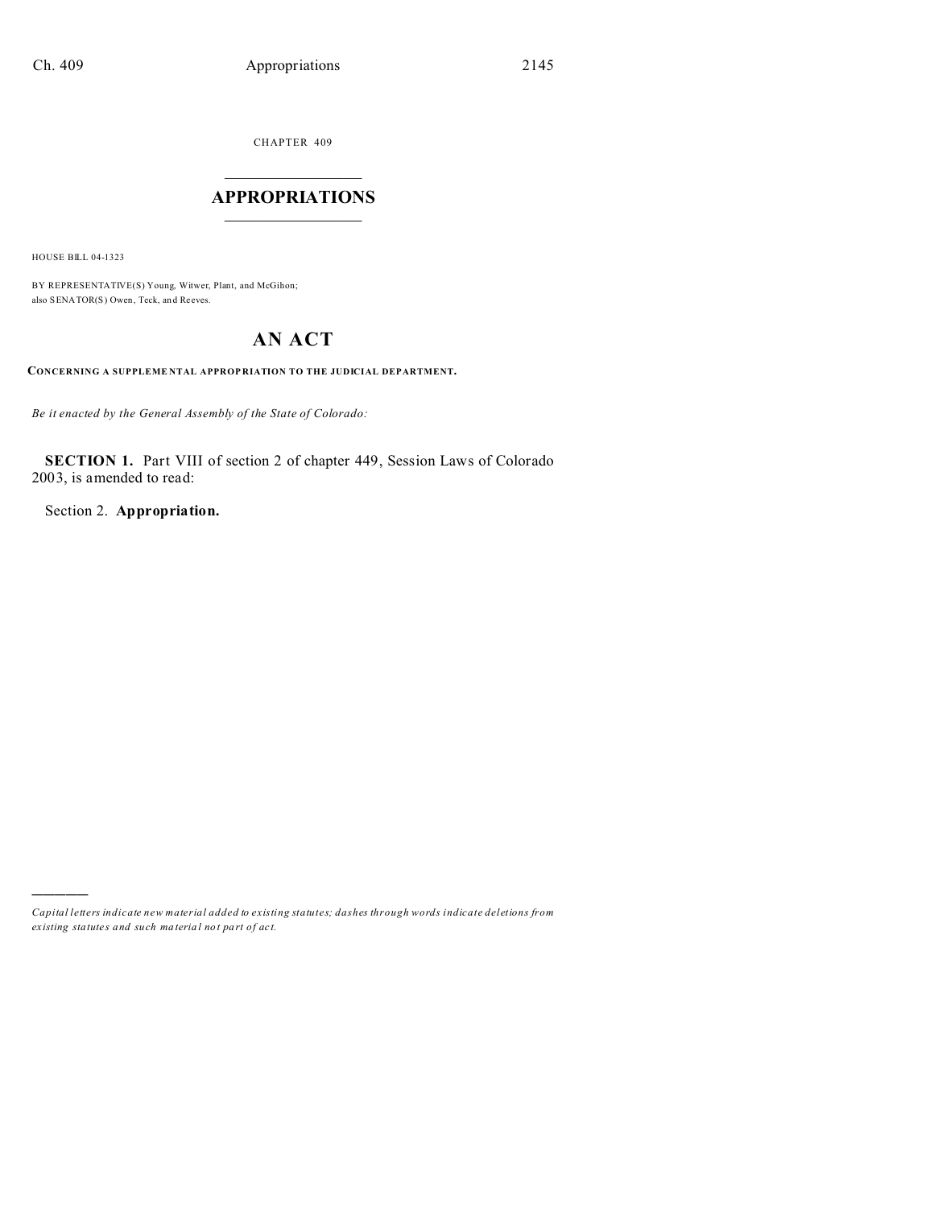CHAPTER 409

# APPROPRIATIONS

HOUSE BILL 04-1323

BY REPRESENTATIVE(S) Young, Witwer, Plant, and McGihon;
also SENATOR(S) Owen, Teck, and Reeves.

# AN ACT

**CONCERNING A SUPPLEMENTAL APPROPRIATION TO THE JUDICIAL DEPARTMENT.**

*Be it enacted by the General Assembly of the State of Colorado:*

**SECTION 1.** Part VIII of section 2 of chapter 449, Session Laws of Colorado 2003, is amended to read:

Section 2. **Appropriation.**

---

*Capital letters indicate new material added to existing statutes; dashes through words indicate deletions from existing statutes and such material not part of act.*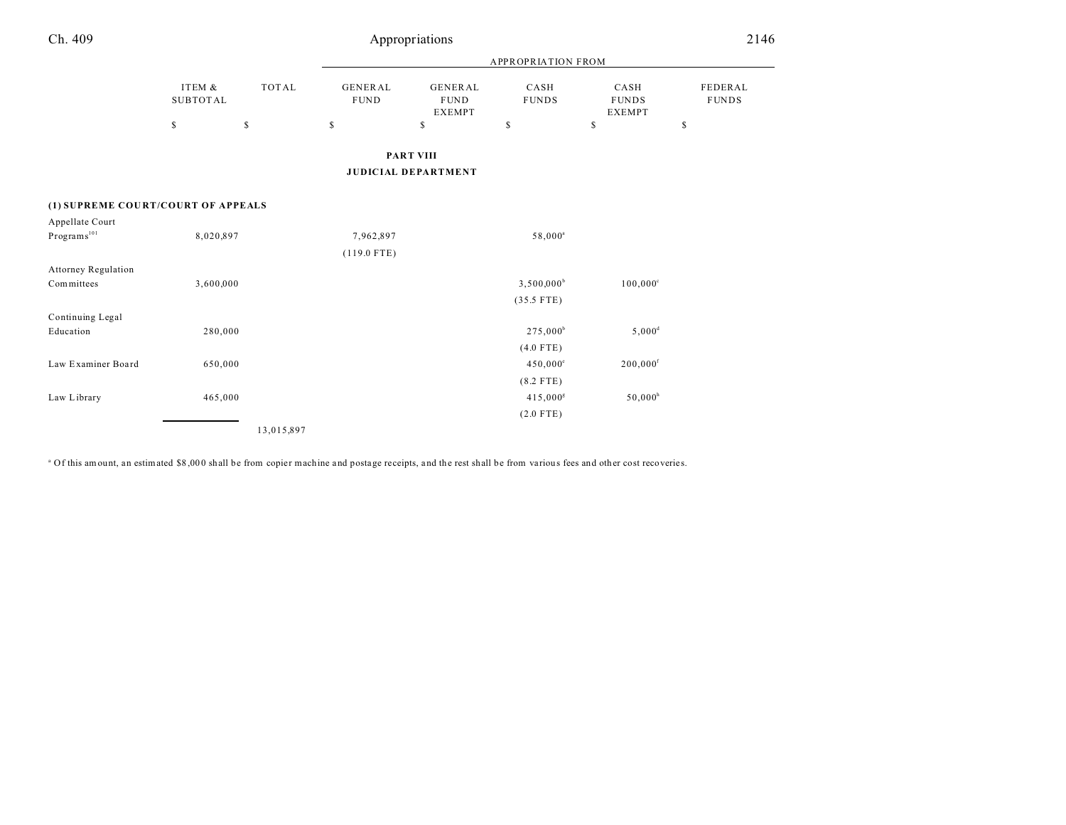## PART VIII

## JUDICIAL DEPARTMENT

| | ITEM & SUBTOTAL | TOTAL | APPROPRIATION FROM GENERAL FUND | GENERAL FUND EXEMPT | CASH FUNDS | CASH FUNDS EXEMPT | FEDERAL FUNDS |
|---|---|---|---|---|---|---|---|
| | $ | $ | $ | $ | $ | $ | $ |
| **(1) SUPREME COURT/COURT OF APPEALS** | | | | | | | |
| Appellate Court Programs[101] | 8,020,897 | | 7,962,897 | | 58,000[a] | | |
| | | | (119.0 FTE) | | | | |
| Attorney Regulation Committees | 3,600,000 | | | | 3,500,000[b] | 100,000[c] | |
| | | | | | (35.5 FTE) | | |
| Continuing Legal Education | 280,000 | | | | 275,000[b] | 5,000[d] | |
| | | | | | (4.0 FTE) | | |
| Law Examiner Board | 650,000 | | | | 450,000[e] | 200,000[f] | |
| | | | | | (8.2 FTE) | | |
| Law Library | 465,000 | | | | 415,000[g] | 50,000[h] | |
| | | | | | (2.0 FTE) | | |
| | | 13,015,897 | | | | | |

[a] Of this amount, an estimated $8,000 shall be from copier machine and postage receipts, and the rest shall be from various fees and other cost recoveries.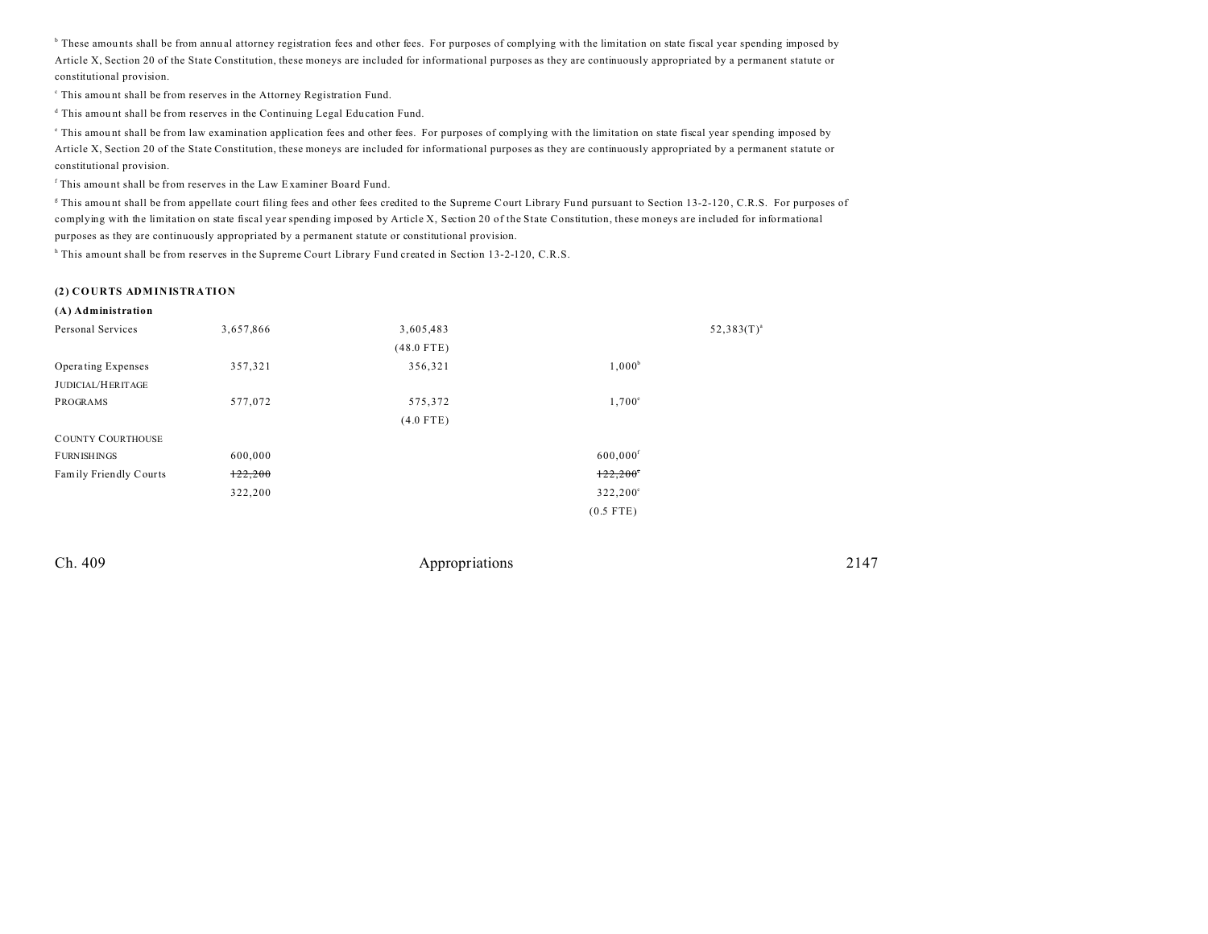[b] These amounts shall be from annual attorney registration fees and other fees. For purposes of complying with the limitation on state fiscal year spending imposed by Article X, Section 20 of the State Constitution, these moneys are included for informational purposes as they are continuously appropriated by a permanent statute or constitutional provision.

[c] This amount shall be from reserves in the Attorney Registration Fund.

[d] This amount shall be from reserves in the Continuing Legal Education Fund.

[e] This amount shall be from law examination application fees and other fees. For purposes of complying with the limitation on state fiscal year spending imposed by Article X, Section 20 of the State Constitution, these moneys are included for informational purposes as they are continuously appropriated by a permanent statute or constitutional provision.

[f] This amount shall be from reserves in the Law Examiner Board Fund.

[g] This amount shall be from appellate court filing fees and other fees credited to the Supreme Court Library Fund pursuant to Section 13-2-120, C.R.S. For purposes of complying with the limitation on state fiscal year spending imposed by Article X, Section 20 of the State Constitution, these moneys are included for informational purposes as they are continuously appropriated by a permanent statute or constitutional provision.

[h] This amount shall be from reserves in the Supreme Court Library Fund created in Section 13-2-120, C.R.S.

**(2) COURTS ADMINISTRATION**

**(A) Administration**

| | | | | |
|---|---|---|---|---|
| Personal Services | 3,657,866 | 3,605,483 | | 52,383(T)[a] |
| | | (48.0 FTE) | | |
| Operating Expenses | 357,321 | 356,321 | 1,000[b] | |
| JUDICIAL/HERITAGE PROGRAMS | 577,072 | 575,372 | 1,700[c] | |
| | | (4.0 FTE) | | |
| COUNTY COURTHOUSE FURNISHINGS | 600,000 | | 600,000[f] | |
| Family Friendly Courts | ~~122,200~~ | | ~~122,200~~[c] | |
| | 322,200 | | 322,200[c] | |
| | | | (0.5 FTE) | |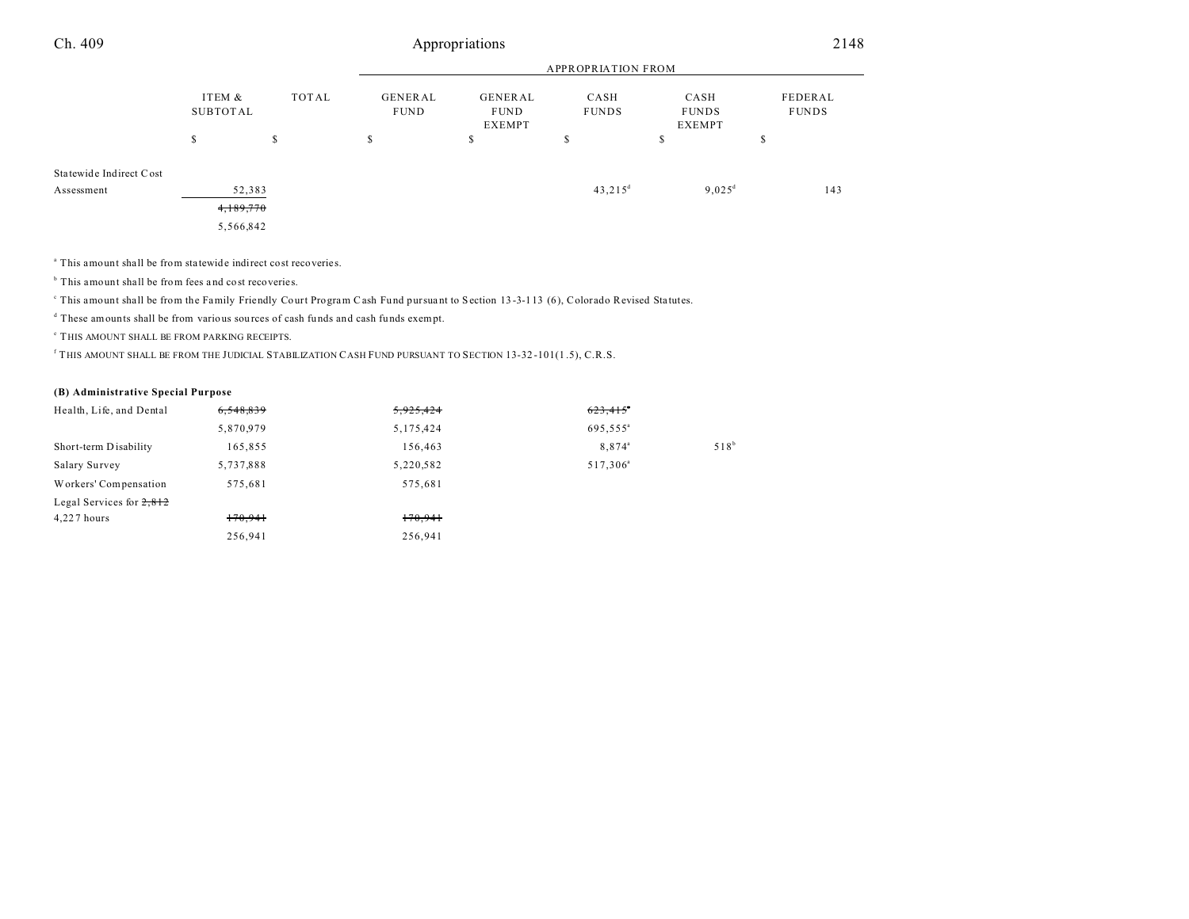| | ITEM & SUBTOTAL | TOTAL | GENERAL FUND | GENERAL FUND EXEMPT | CASH FUNDS | CASH FUNDS EXEMPT | FEDERAL FUNDS |
|---|---|---|---|---|---|---|---|
| | | | APPROPRIATION FROM | | | | |
| | $ | $ | $ | $ | $ | $ | $ |
| Statewide Indirect Cost Assessment | 52,383 | | | | 43,215[d] | 9,025[d] | 143 |
| | ~~4,189,770~~ | | | | | | |
| | 5,566,842 | | | | | | |

[a] This amount shall be from statewide indirect cost recoveries.

[b] This amount shall be from fees and cost recoveries.

[c] This amount shall be from the Family Friendly Court Program Cash Fund pursuant to Section 13-3-113 (6), Colorado Revised Statutes.

[d] These amounts shall be from various sources of cash funds and cash funds exempt.

[e] THIS AMOUNT SHALL BE FROM PARKING RECEIPTS.

[f] THIS AMOUNT SHALL BE FROM THE JUDICIAL STABILIZATION CASH FUND PURSUANT TO SECTION 13-32-101(1.5), C.R.S.

**(B) Administrative Special Purpose**

| | ITEM & SUBTOTAL | TOTAL | GENERAL FUND | GENERAL FUND EXEMPT | CASH FUNDS | CASH FUNDS EXEMPT | FEDERAL FUNDS |
|---|---|---|---|---|---|---|---|
| Health, Life, and Dental | ~~6,548,839~~ | | ~~5,925,424~~ | | ~~623,415~~[a] | | |
| | 5,870,979 | | 5,175,424 | | 695,555[a] | | |
| Short-term Disability | 165,855 | | 156,463 | | 8,874[a] | 518[b] | |
| Salary Survey | 5,737,888 | | 5,220,582 | | 517,306[a] | | |
| Workers' Compensation | 575,681 | | 575,681 | | | | |
| Legal Services for ~~2,812~~ 4,227 hours | ~~170,941~~ | | ~~170,941~~ | | | | |
| | 256,941 | | 256,941 | | | | |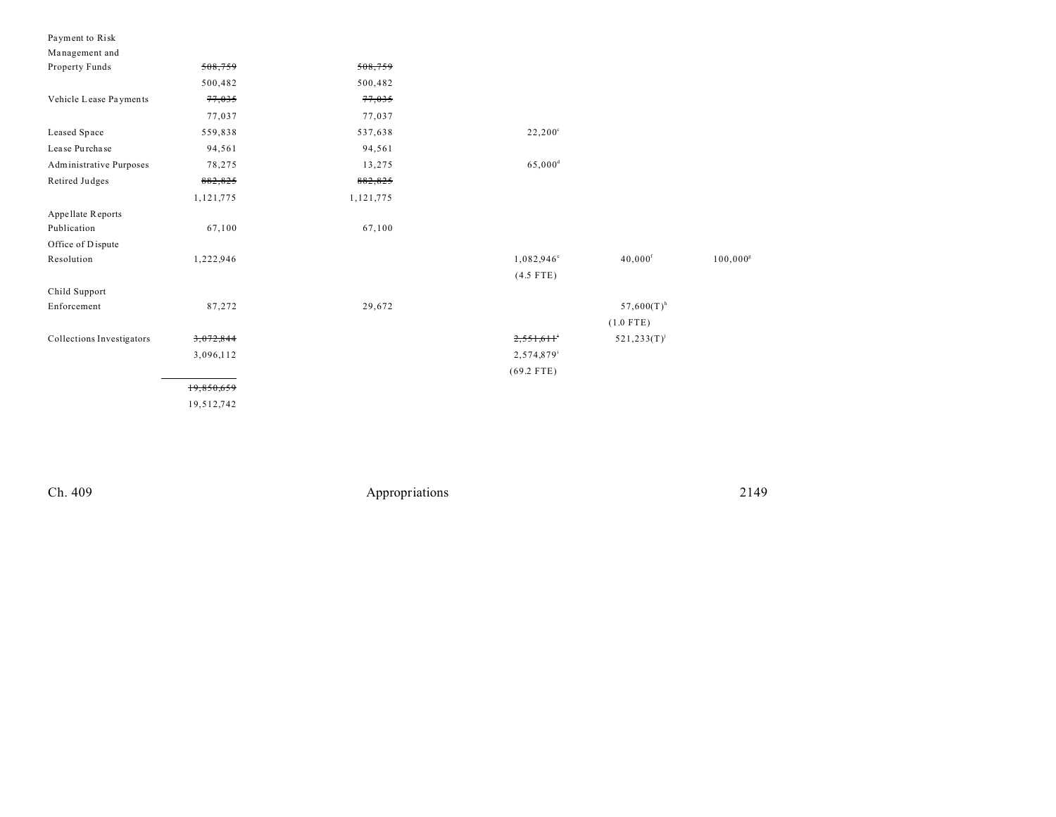| | | | | | |
|---|---|---|---|---|---|
| Payment to Risk Management and Property Funds | ~~508,759~~<br>500,482 | ~~508,759~~<br>500,482 | | | |
| Vehicle Lease Payments | ~~77,035~~<br>77,037 | ~~77,035~~<br>77,037 | | | |
| Leased Space | 559,838 | 537,638 | 22,200[c] | | |
| Lease Purchase | 94,561 | 94,561 | | | |
| Administrative Purposes | 78,275 | 13,275 | 65,000[d] | | |
| Retired Judges | ~~882,825~~<br>1,121,775 | ~~882,825~~<br>1,121,775 | | | |
| Appellate Reports Publication | 67,100 | 67,100 | | | |
| Office of Dispute Resolution | 1,222,946 | | 1,082,946[e]<br>(4.5 FTE) | 40,000[f] | 100,000[g] |
| Child Support Enforcement | 87,272 | 29,672 | | 57,600(T)[h]<br>(1.0 FTE) | |
| Collections Investigators | ~~3,072,844~~<br>3,096,112 | | ~~2,551,611~~[i]<br>2,574,879[i]<br>(69.2 FTE) | 521,233(T)[j] | |
| | ~~19,850,659~~<br>19,512,742 | | | | |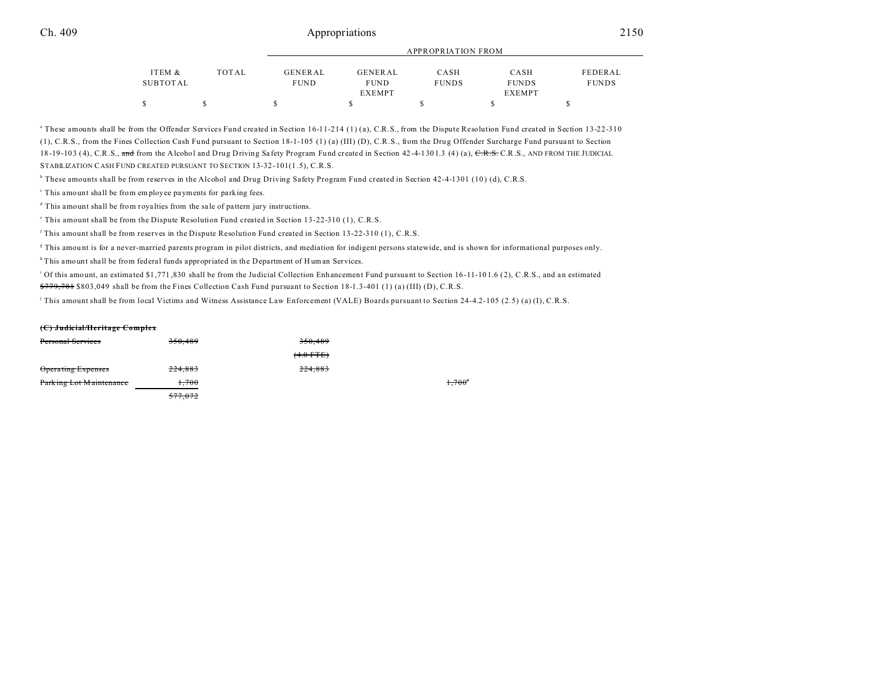| | ITEM & SUBTOTAL | TOTAL | APPROPRIATION FROM GENERAL FUND | GENERAL FUND EXEMPT | CASH FUNDS | CASH FUNDS EXEMPT | FEDERAL FUNDS |
|---|---|---|---|---|---|---|---|
| | $ | $ | $ | $ | $ | $ | $ |

[a] These amounts shall be from the Offender Services Fund created in Section 16-11-214 (1) (a), C.R.S., from the Dispute Resolution Fund created in Section 13-22-310 (1), C.R.S., from the Fines Collection Cash Fund pursuant to Section 18-1-105 (1) (a) (III) (D), C.R.S., from the Drug Offender Surcharge Fund pursuant to Section 18-19-103 (4), C.R.S., ~~and~~ from the Alcohol and Drug Driving Safety Program Fund created in Section 42-4-1301.3 (4) (a), ~~C.R.S.~~ C.R.S., AND FROM THE JUDICIAL STABILIZATION CASH FUND CREATED PURSUANT TO SECTION 13-32-101(1.5), C.R.S.

[b] These amounts shall be from reserves in the Alcohol and Drug Driving Safety Program Fund created in Section 42-4-1301 (10) (d), C.R.S.

[c] This amount shall be from employee payments for parking fees.

[d] This amount shall be from royalties from the sale of pattern jury instructions.

[e] This amount shall be from the Dispute Resolution Fund created in Section 13-22-310 (1), C.R.S.

[f] This amount shall be from reserves in the Dispute Resolution Fund created in Section 13-22-310 (1), C.R.S.

[g] This amount is for a never-married parents program in pilot districts, and mediation for indigent persons statewide, and is shown for informational purposes only.

[h] This amount shall be from federal funds appropriated in the Department of Human Services.

[i] Of this amount, an estimated $1,771,830 shall be from the Judicial Collection Enhancement Fund pursuant to Section 16-11-101.6 (2), C.R.S., and an estimated ~~$779,781~~ $803,049 shall be from the Fines Collection Cash Fund pursuant to Section 18-1.3-401 (1) (a) (III) (D), C.R.S.

[j] This amount shall be from local Victims and Witness Assistance Law Enforcement (VALE) Boards pursuant to Section 24-4.2-105 (2.5) (a) (I), C.R.S.

~~**(C) Judicial/Heritage Complex**~~

| | ITEM & SUBTOTAL | TOTAL | GENERAL FUND | GENERAL FUND EXEMPT | CASH FUNDS | CASH FUNDS EXEMPT | FEDERAL FUNDS |
|---|---|---|---|---|---|---|---|
| ~~Personal Services~~ | ~~350,489~~ | | ~~350,489~~ | | | | |
| | | | ~~(4.0 FTE)~~ | | | | |
| ~~Operating Expenses~~ | ~~224,883~~ | | ~~224,883~~ | | | | |
| ~~Parking Lot Maintenance~~ | ~~1,700~~ | | | | ~~1,700[c]~~ | | |
| | ~~577,072~~ | | | | | | |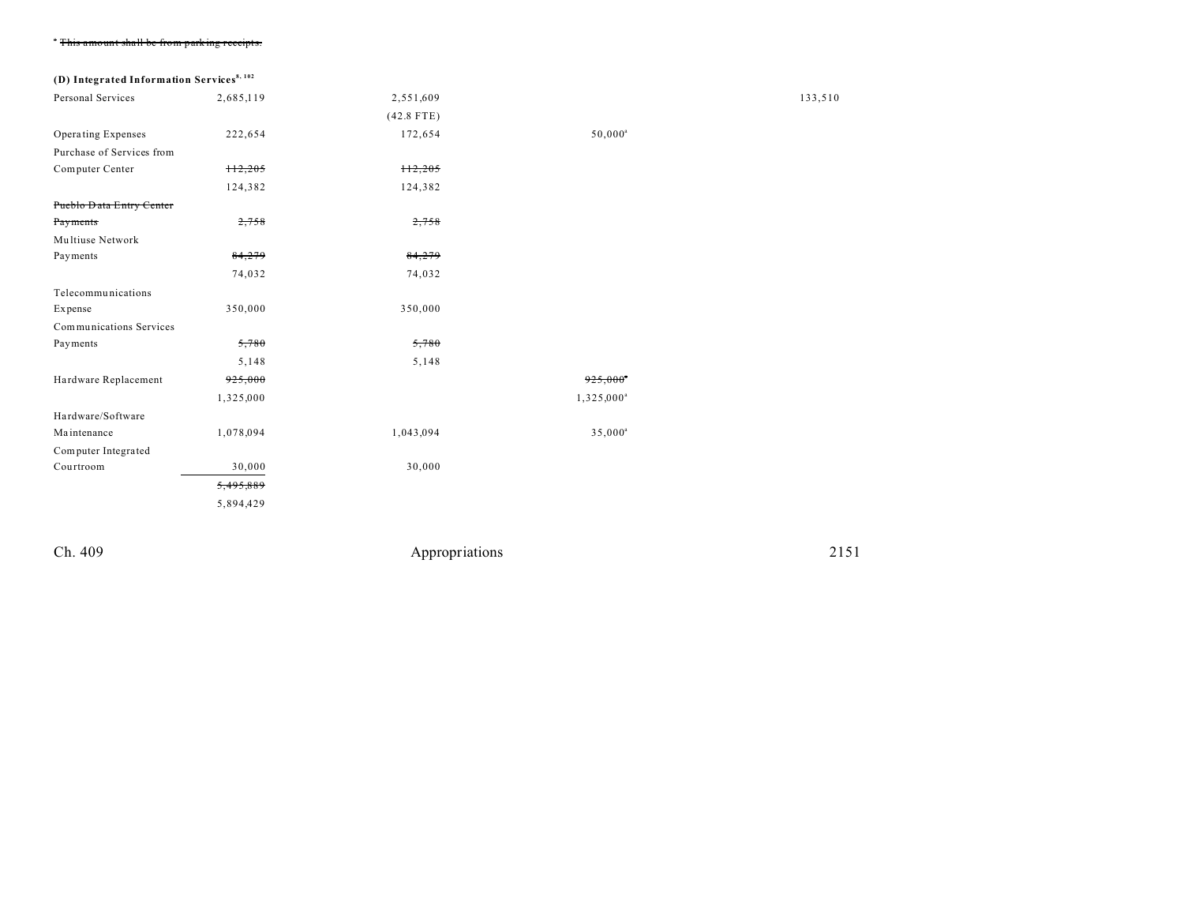[a] ~~This amount shall be from parking receipts.~~

**(D) Integrated Information Services[8, 102]**

| | | | | |
|---|---|---|---|---|
| Personal Services | 2,685,119 | 2,551,609<br>(42.8 FTE) | | 133,510 |
| Operating Expenses | 222,654 | 172,654 | 50,000[a] | |
| Purchase of Services from Computer Center | ~~112,205~~<br>124,382 | ~~112,205~~<br>124,382 | | |
| ~~Pueblo Data Entry Center Payments~~ | ~~2,758~~ | ~~2,758~~ | | |
| Multiuse Network Payments | ~~84,279~~<br>74,032 | ~~84,279~~<br>74,032 | | |
| Telecommunications Expense | 350,000 | 350,000 | | |
| Communications Services Payments | ~~5,780~~<br>5,148 | ~~5,780~~<br>5,148 | | |
| Hardware Replacement | ~~925,000~~<br>1,325,000 | | ~~925,000[a]~~<br>1,325,000[a] | |
| Hardware/Software Maintenance | 1,078,094 | 1,043,094 | 35,000[a] | |
| Computer Integrated Courtroom | 30,000 | 30,000 | | |
| | ~~5,495,889~~<br>5,894,429 | | | |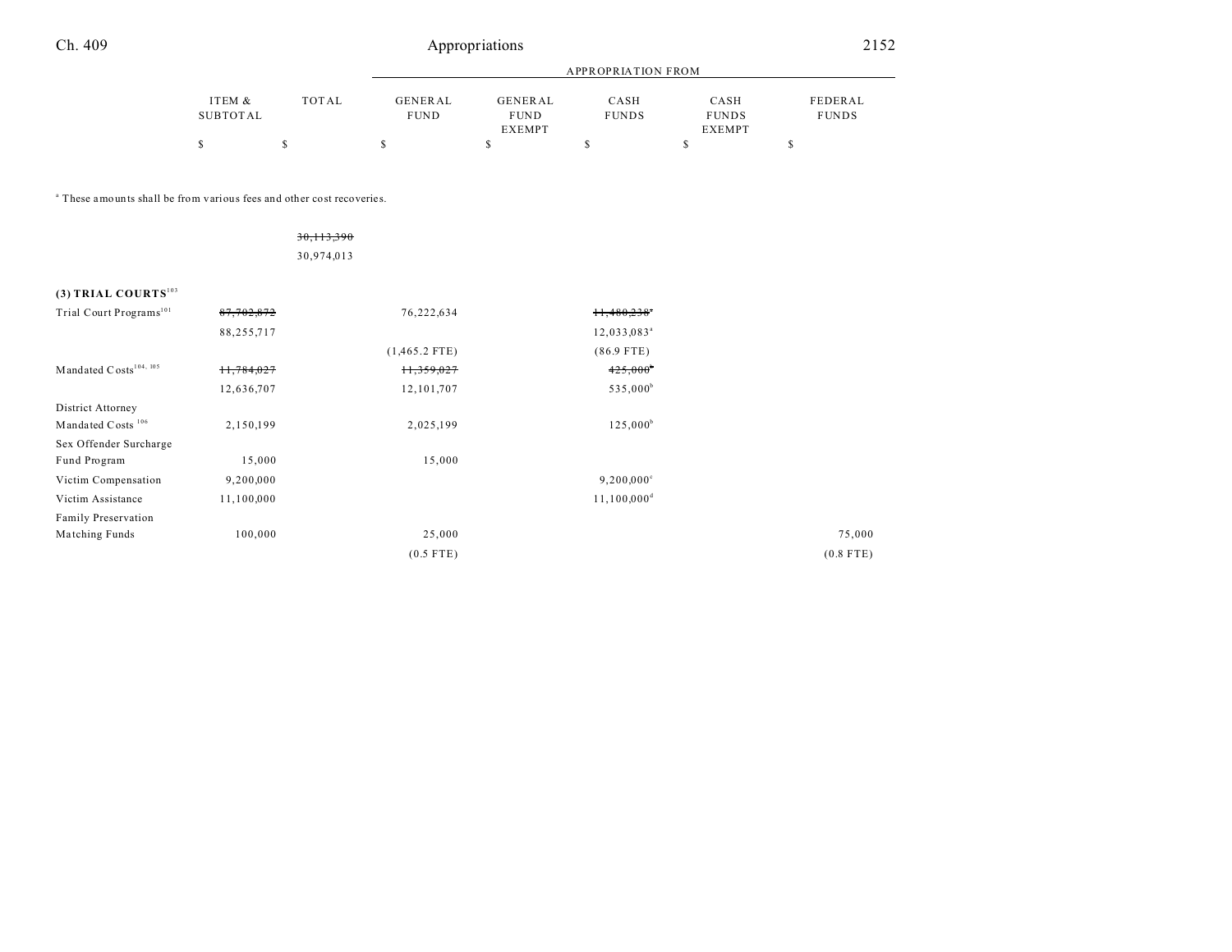| | ITEM & SUBTOTAL | TOTAL | GENERAL FUND | GENERAL FUND EXEMPT | CASH FUNDS | CASH FUNDS EXEMPT | FEDERAL FUNDS |
|---|---|---|---|---|---|---|---|
| | | | APPROPRIATION FROM | | | | |
| | $ | $ | $ | $ | $ | $ | $ |

[a] These amounts shall be from various fees and other cost recoveries.

| | ITEM & SUBTOTAL | TOTAL | GENERAL FUND | GENERAL FUND EXEMPT | CASH FUNDS | CASH FUNDS EXEMPT | FEDERAL FUNDS |
|---|---|---|---|---|---|---|---|
| | | ~~30,113,390~~ | | | | | |
| | | 30,974,013 | | | | | |
| **(3) TRIAL COURTS**[103] | | | | | | | |
| Trial Court Programs[101] | ~~87,702,872~~ | | 76,222,634 | | ~~11,480,238~~[a] | | |
| | 88,255,717 | | | | 12,033,083[a] | | |
| | | | (1,465.2 FTE) | | (86.9 FTE) | | |
| Mandated Costs[104, 105] | ~~11,784,027~~ | | ~~11,359,027~~ | | ~~425,000~~[b] | | |
| | 12,636,707 | | 12,101,707 | | 535,000[b] | | |
| District Attorney Mandated Costs [106] | 2,150,199 | | 2,025,199 | | 125,000[b] | | |
| Sex Offender Surcharge Fund Program | 15,000 | | 15,000 | | | | |
| Victim Compensation | 9,200,000 | | | | 9,200,000[c] | | |
| Victim Assistance | 11,100,000 | | | | 11,100,000[d] | | |
| Family Preservation Matching Funds | 100,000 | | 25,000 | | | | 75,000 |
| | | | (0.5 FTE) | | | | (0.8 FTE) |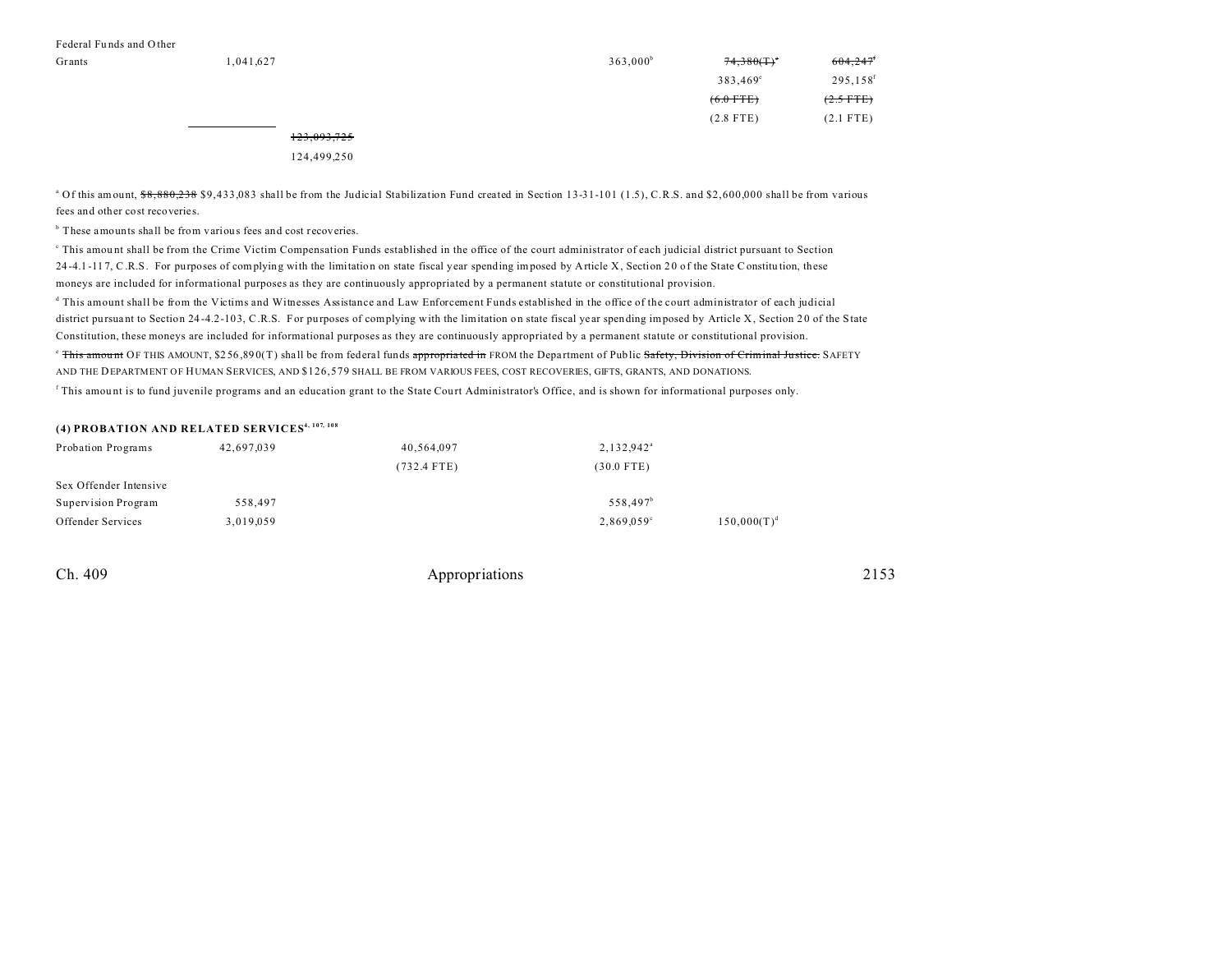| | | | | | | |
|---|---|---|---|---|---|---|
| Federal Funds and Other Grants | 1,041,627 | | | 363,000[b] | ~~74,380(T)[e]~~ 383,469[e] ~~(6.0 FTE)~~ (2.8 FTE) | ~~604,247[f]~~ 295,158[f] ~~(2.5 FTE)~~ (2.1 FTE) |
| | | ~~123,093,725~~ 124,499,250 | | | | |

[a] Of this amount, ~~$8,880,238~~ $9,433,083 shall be from the Judicial Stabilization Fund created in Section 13-31-101 (1.5), C.R.S. and $2,600,000 shall be from various fees and other cost recoveries.

[b] These amounts shall be from various fees and cost recoveries.

[c] This amount shall be from the Crime Victim Compensation Funds established in the office of the court administrator of each judicial district pursuant to Section 24-4.1-117, C.R.S. For purposes of complying with the limitation on state fiscal year spending imposed by Article X, Section 20 of the State Constitution, these moneys are included for informational purposes as they are continuously appropriated by a permanent statute or constitutional provision.

[d] This amount shall be from the Victims and Witnesses Assistance and Law Enforcement Funds established in the office of the court administrator of each judicial district pursuant to Section 24-4.2-103, C.R.S. For purposes of complying with the limitation on state fiscal year spending imposed by Article X, Section 20 of the State Constitution, these moneys are included for informational purposes as they are continuously appropriated by a permanent statute or constitutional provision.

[e] ~~This amount~~ OF THIS AMOUNT, $256,890(T) shall be from federal funds ~~appropriated in~~ FROM the Department of Public ~~Safety, Division of Criminal Justice.~~ SAFETY AND THE DEPARTMENT OF HUMAN SERVICES, AND $126,579 SHALL BE FROM VARIOUS FEES, COST RECOVERIES, GIFTS, GRANTS, AND DONATIONS.

[f] This amount is to fund juvenile programs and an education grant to the State Court Administrator's Office, and is shown for informational purposes only.

**(4) PROBATION AND RELATED SERVICES[4, 107, 108]**

| | | | | | | |
|---|---|---|---|---|---|---|
| Probation Programs | 42,697,039 | | 40,564,097 (732.4 FTE) | 2,132,942[a] (30.0 FTE) | | |
| Sex Offender Intensive Supervision Program | 558,497 | | | 558,497[b] | | |
| Offender Services | 3,019,059 | | | 2,869,059[c] | 150,000(T)[d] | |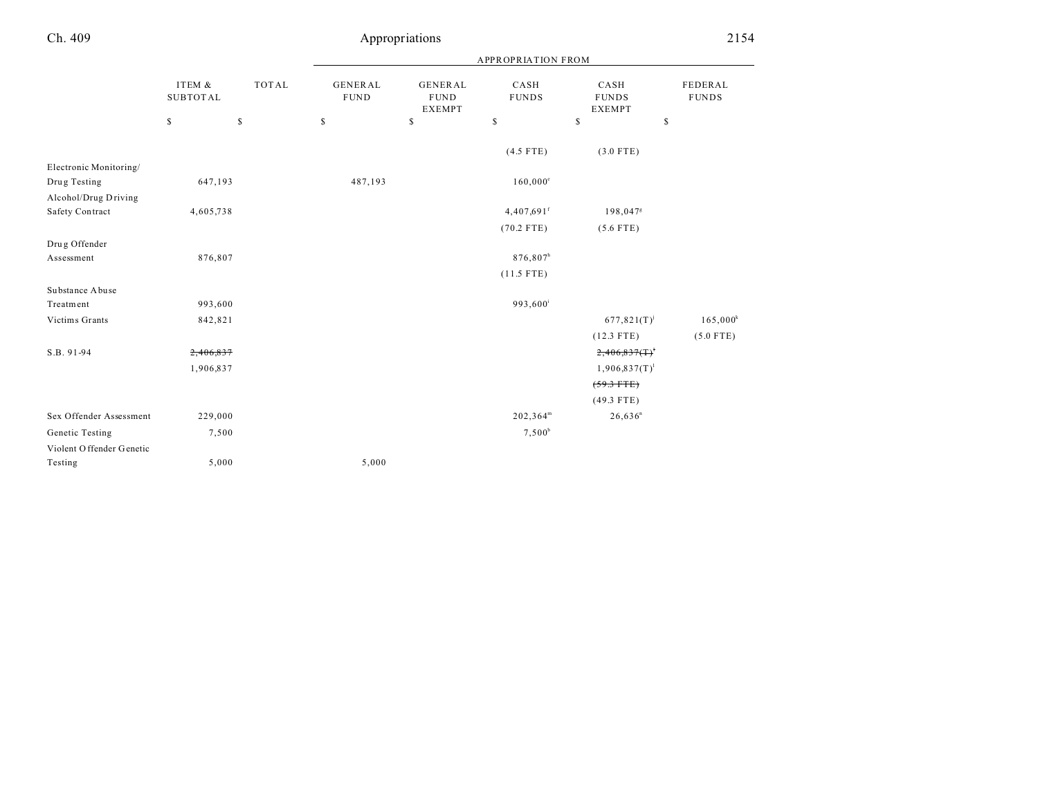| | ITEM & SUBTOTAL | TOTAL | GENERAL FUND | GENERAL FUND EXEMPT | CASH FUNDS | CASH FUNDS EXEMPT | FEDERAL FUNDS |
|---|---|---|---|---|---|---|---|
| | $ | $ | $ | $ | $ | $ | $ |
| | | | | | (4.5 FTE) | (3.0 FTE) | |
| Electronic Monitoring/ Drug Testing | 647,193 | | 487,193 | | 160,000[e] | | |
| Alcohol/Drug Driving Safety Contract | 4,605,738 | | | | 4,407,691[f] | 198,047[g] | |
| | | | | | (70.2 FTE) | (5.6 FTE) | |
| Drug Offender Assessment | 876,807 | | | | 876,807[h] | | |
| | | | | | (11.5 FTE) | | |
| Substance Abuse Treatment | 993,600 | | | | 993,600[i] | | |
| Victims Grants | 842,821 | | | | | 677,821(T)[j] | 165,000[k] |
| | | | | | | (12.3 FTE) | (5.0 FTE) |
| S.B. 91-94 | ~~2,406,837~~ | | | | | ~~2,406,837(T)[l]~~ | |
| | 1,906,837 | | | | | 1,906,837(T)[l] | |
| | | | | | | ~~(59.3 FTE)~~ | |
| | | | | | | (49.3 FTE) | |
| Sex Offender Assessment | 229,000 | | | | 202,364[m] | 26,636[n] | |
| Genetic Testing | 7,500 | | | | 7,500[b] | | |
| Violent Offender Genetic Testing | 5,000 | | 5,000 | | | | |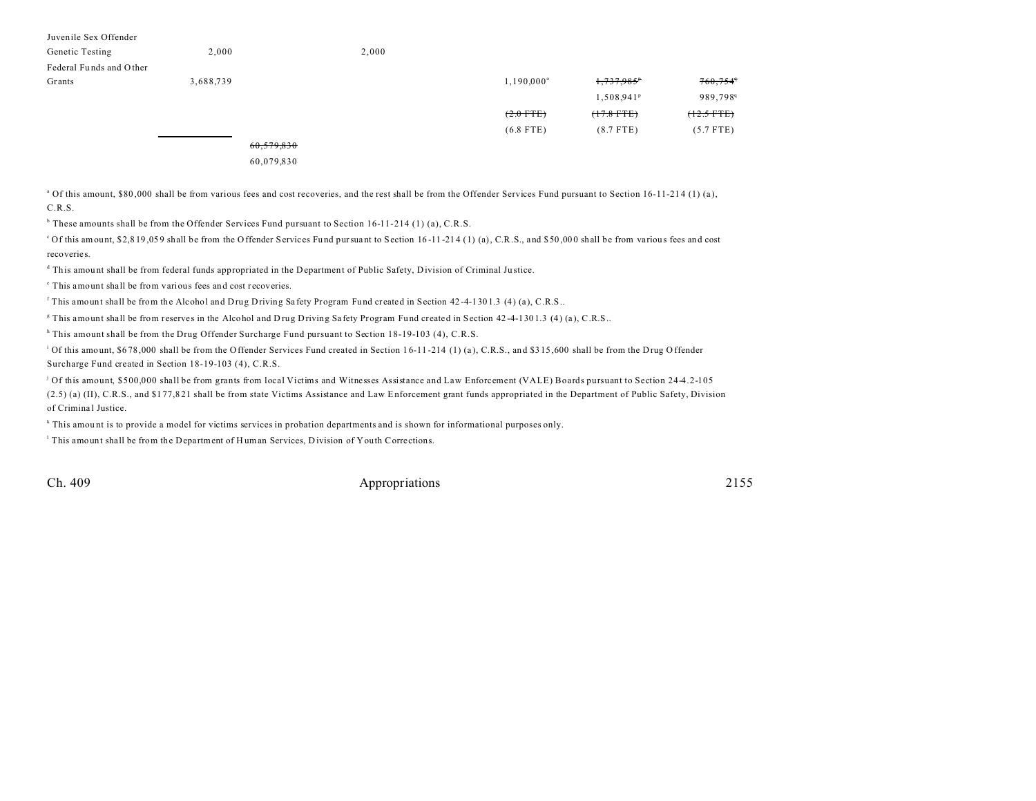| | | | | | | | |
|---|---|---|---|---|---|---|---|
| Juvenile Sex Offender Genetic Testing | 2,000 | | 2,000 | | | | |
| Federal Funds and Other Grants | 3,688,739 | | | | 1,190,000[o] | ~~1,737,985~~[p] 1,508,941[p] | ~~760,754~~[q] 989,798[q] |
| | | | | | ~~(2.0 FTE)~~ (6.8 FTE) | ~~(17.8 FTE)~~ (8.7 FTE) | ~~(12.5 FTE)~~ (5.7 FTE) |
| | | ~~60,579,830~~ 60,079,830 | | | | | |

[a] Of this amount, $80,000 shall be from various fees and cost recoveries, and the rest shall be from the Offender Services Fund pursuant to Section 16-11-214 (1) (a), C.R.S.

[b] These amounts shall be from the Offender Services Fund pursuant to Section 16-11-214 (1) (a), C.R.S.

[c] Of this amount, $2,819,059 shall be from the Offender Services Fund pursuant to Section 16-11-214 (1) (a), C.R.S., and $50,000 shall be from various fees and cost recoveries.

[d] This amount shall be from federal funds appropriated in the Department of Public Safety, Division of Criminal Justice.

[e] This amount shall be from various fees and cost recoveries.

[f] This amount shall be from the Alcohol and Drug Driving Safety Program Fund created in Section 42-4-1301.3 (4) (a), C.R.S..

[g] This amount shall be from reserves in the Alcohol and Drug Driving Safety Program Fund created in Section 42-4-1301.3 (4) (a), C.R.S..

[h] This amount shall be from the Drug Offender Surcharge Fund pursuant to Section 18-19-103 (4), C.R.S.

[i] Of this amount, $678,000 shall be from the Offender Services Fund created in Section 16-11-214 (1) (a), C.R.S., and $315,600 shall be from the Drug Offender Surcharge Fund created in Section 18-19-103 (4), C.R.S.

[j] Of this amount, $500,000 shall be from grants from local Victims and Witnesses Assistance and Law Enforcement (VALE) Boards pursuant to Section 24-4.2-105 (2.5) (a) (II), C.R.S., and $177,821 shall be from state Victims Assistance and Law Enforcement grant funds appropriated in the Department of Public Safety, Division of Criminal Justice.

[k] This amount is to provide a model for victims services in probation departments and is shown for informational purposes only.

[l] This amount shall be from the Department of Human Services, Division of Youth Corrections.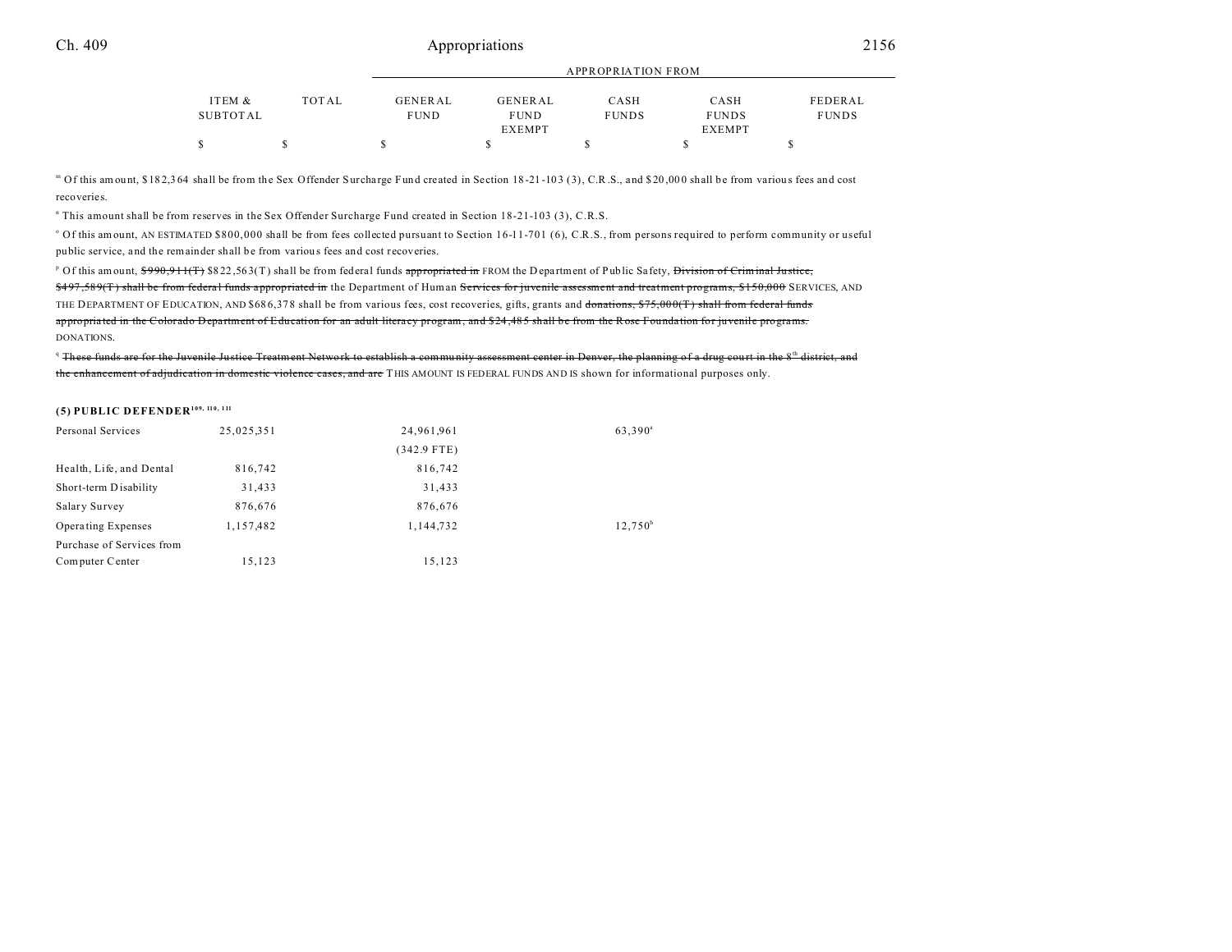| | ITEM & SUBTOTAL | TOTAL | APPROPRIATION FROM GENERAL FUND | GENERAL FUND EXEMPT | CASH FUNDS | CASH FUNDS EXEMPT | FEDERAL FUNDS |
|---|---|---|---|---|---|---|---|
| | $ | $ | $ | $ | $ | $ | $ |

[m] Of this amount, $182,364 shall be from the Sex Offender Surcharge Fund created in Section 18-21-103 (3), C.R.S., and $20,000 shall be from various fees and cost recoveries.

[n] This amount shall be from reserves in the Sex Offender Surcharge Fund created in Section 18-21-103 (3), C.R.S.

[o] Of this amount, AN ESTIMATED $800,000 shall be from fees collected pursuant to Section 16-11-701 (6), C.R.S., from persons required to perform community or useful public service, and the remainder shall be from various fees and cost recoveries.

[p] Of this amount, ~~$990,911(T)~~ $822,563(T) shall be from federal funds ~~appropriated in~~ FROM the Department of Public Safety, ~~Division of Criminal Justice, $497,589(T) shall be from federal funds appropriated in~~ the Department of Human ~~Services for juvenile assessment and treatment programs, $150,000~~ SERVICES, AND THE DEPARTMENT OF EDUCATION, AND $686,378 shall be from various fees, cost recoveries, gifts, grants and ~~donations, $75,000(T) shall from federal funds appropriated in the Colorado Department of Education for an adult literacy program, and $24,485 shall be from the Rose Foundation for juvenile programs.~~ DONATIONS.

[q] ~~These funds are for the Juvenile Justice Treatment Network to establish a community assessment center in Denver, the planning of a drug court in the 8th district, and the enhancement of adjudication in domestic violence cases, and are~~ THIS AMOUNT IS FEDERAL FUNDS AND IS shown for informational purposes only.

**(5) PUBLIC DEFENDER[109, 110, 111]**

| | ITEM & SUBTOTAL | TOTAL | GENERAL FUND | GENERAL FUND EXEMPT | CASH FUNDS | CASH FUNDS EXEMPT | FEDERAL FUNDS |
|---|---|---|---|---|---|---|---|
| Personal Services | 25,025,351 | | 24,961,961 (342.9 FTE) | | 63,390[a] | | |
| Health, Life, and Dental | 816,742 | | 816,742 | | | | |
| Short-term Disability | 31,433 | | 31,433 | | | | |
| Salary Survey | 876,676 | | 876,676 | | | | |
| Operating Expenses | 1,157,482 | | 1,144,732 | | 12,750[b] | | |
| Purchase of Services from Computer Center | 15,123 | | 15,123 | | | | |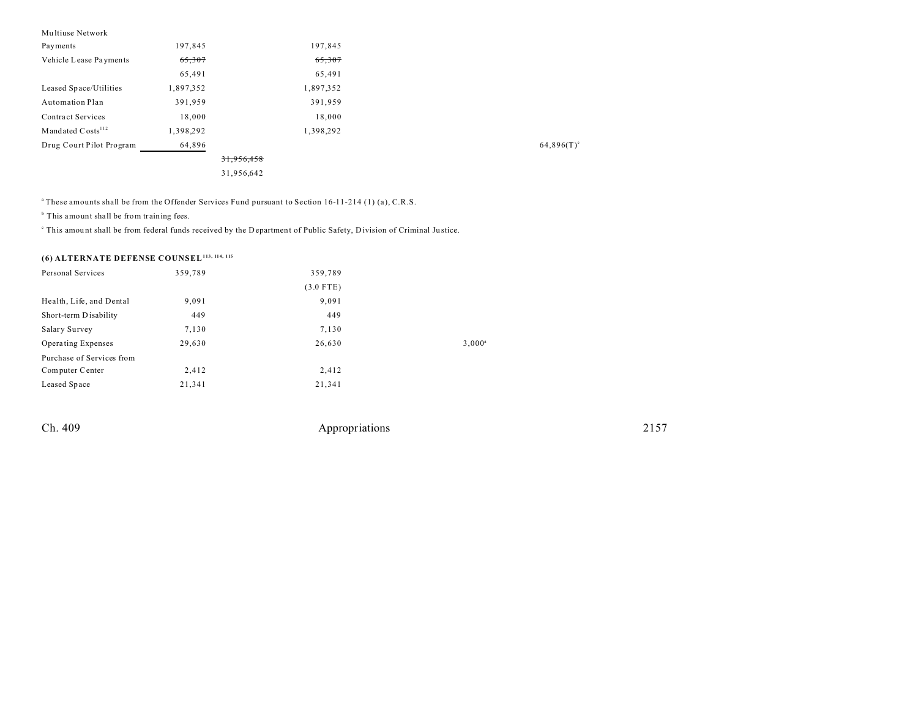| | | | | | | |
|---|---|---|---|---|---|---|
| Multiuse Network Payments | 197,845 | | 197,845 | | | |
| Vehicle Lease Payments | ~~65,307~~ | | ~~65,307~~ | | | |
| | 65,491 | | 65,491 | | | |
| Leased Space/Utilities | 1,897,352 | | 1,897,352 | | | |
| Automation Plan | 391,959 | | 391,959 | | | |
| Contract Services | 18,000 | | 18,000 | | | |
| Mandated Costs[112] | 1,398,292 | | 1,398,292 | | | |
| Drug Court Pilot Program | 64,896 | | | | | 64,896(T)[c] |
| | | ~~31,956,458~~ | | | | |
| | | 31,956,642 | | | | |

[a] These amounts shall be from the Offender Services Fund pursuant to Section 16-11-214 (1) (a), C.R.S.

[b] This amount shall be from training fees.

[c] This amount shall be from federal funds received by the Department of Public Safety, Division of Criminal Justice.

**(6) ALTERNATE DEFENSE COUNSEL[113, 114, 115]**

| | | | | | | |
|---|---|---|---|---|---|---|
| Personal Services | 359,789 | | 359,789 | | | |
| | | | (3.0 FTE) | | | |
| Health, Life, and Dental | 9,091 | | 9,091 | | | |
| Short-term Disability | 449 | | 449 | | | |
| Salary Survey | 7,130 | | 7,130 | | | |
| Operating Expenses | 29,630 | | 26,630 | 3,000[a] | | |
| Purchase of Services from Computer Center | 2,412 | | 2,412 | | | |
| Leased Space | 21,341 | | 21,341 | | | |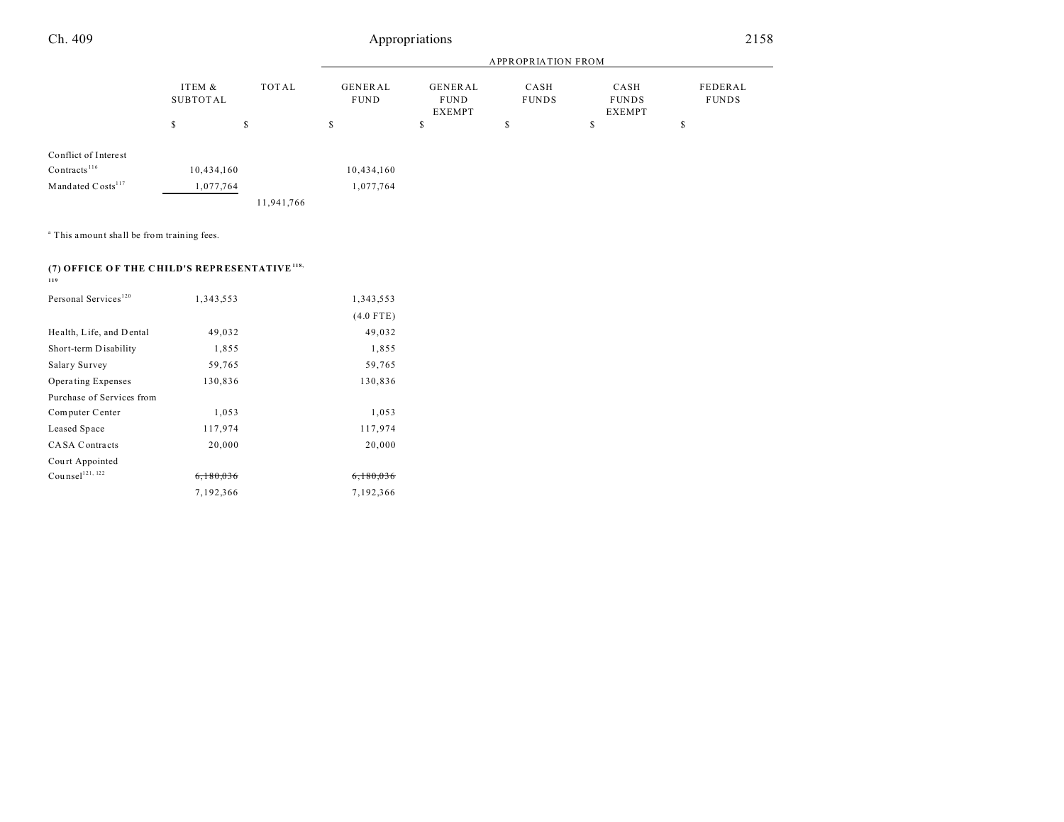| | ITEM & SUBTOTAL | TOTAL | APPROPRIATION FROM GENERAL FUND | GENERAL FUND EXEMPT | CASH FUNDS | CASH FUNDS EXEMPT | FEDERAL FUNDS |
|---|---|---|---|---|---|---|---|
| | $ | $ | $ | $ | $ | $ | $ |
| Conflict of Interest Contracts[116] | 10,434,160 | | 10,434,160 | | | | |
| Mandated Costs[117] | 1,077,764 | | 1,077,764 | | | | |
| | | 11,941,766 | | | | | |

[a] This amount shall be from training fees.

**(7) OFFICE OF THE CHILD'S REPRESENTATIVE[118, 119]**

| | ITEM & SUBTOTAL | TOTAL | GENERAL FUND | GENERAL FUND EXEMPT | CASH FUNDS | CASH FUNDS EXEMPT | FEDERAL FUNDS |
|---|---|---|---|---|---|---|---|
| Personal Services[120] | 1,343,553 | | 1,343,553 | | | | |
| | | | (4.0 FTE) | | | | |
| Health, Life, and Dental | 49,032 | | 49,032 | | | | |
| Short-term Disability | 1,855 | | 1,855 | | | | |
| Salary Survey | 59,765 | | 59,765 | | | | |
| Operating Expenses | 130,836 | | 130,836 | | | | |
| Purchase of Services from Computer Center | 1,053 | | 1,053 | | | | |
| Leased Space | 117,974 | | 117,974 | | | | |
| CASA Contracts | 20,000 | | 20,000 | | | | |
| Court Appointed Counsel[121, 122] | ~~6,180,036~~ | | ~~6,180,036~~ | | | | |
| | 7,192,366 | | 7,192,366 | | | | |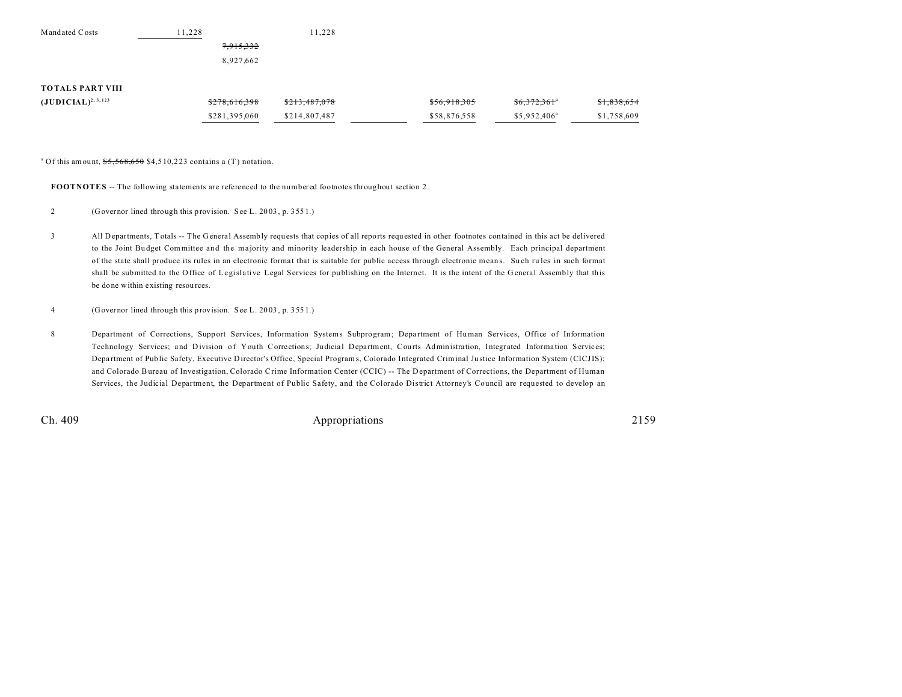| | | | | | | | |
|---|---|---|---|---|---|---|---|
| Mandated Costs | 11,228 | | 11,228 | | | | |
| | | ~~7,915,332~~ | | | | | |
| | | 8,927,662 | | | | | |
| | | | | | | | |
| **TOTALS PART VIII** | | | | | | | |
| **(JUDICIAL)**[2, 3, 123] | | ~~$278,616,398~~ | ~~$213,487,078~~ | | ~~$56,918,305~~ | ~~$6,372,361~~[a] | ~~$1,838,654~~ |
| | | $281,395,060 | $214,807,487 | | $58,876,558 | $5,952,406[a] | $1,758,609 |

[a] Of this amount, ~~$5,568,650~~ $4,510,223 contains a (T) notation.

**FOOTNOTES** -- The following statements are referenced to the numbered footnotes throughout section 2.

2 (Governor lined through this provision. See L. 2003, p. 3551.)

3 All Departments, Totals -- The General Assembly requests that copies of all reports requested in other footnotes contained in this act be delivered to the Joint Budget Committee and the majority and minority leadership in each house of the General Assembly. Each principal department of the state shall produce its rules in an electronic format that is suitable for public access through electronic means. Such rules in such format shall be submitted to the Office of Legislative Legal Services for publishing on the Internet. It is the intent of the General Assembly that this be done within existing resources.

4 (Governor lined through this provision. See L. 2003, p. 3551.)

8 Department of Corrections, Support Services, Information Systems Subprogram; Department of Human Services, Office of Information Technology Services; and Division of Youth Corrections; Judicial Department, Courts Administration, Integrated Information Services; Department of Public Safety, Executive Director's Office, Special Programs, Colorado Integrated Criminal Justice Information System (CICJIS); and Colorado Bureau of Investigation, Colorado Crime Information Center (CCIC) -- The Department of Corrections, the Department of Human Services, the Judicial Department, the Department of Public Safety, and the Colorado District Attorney's Council are requested to develop an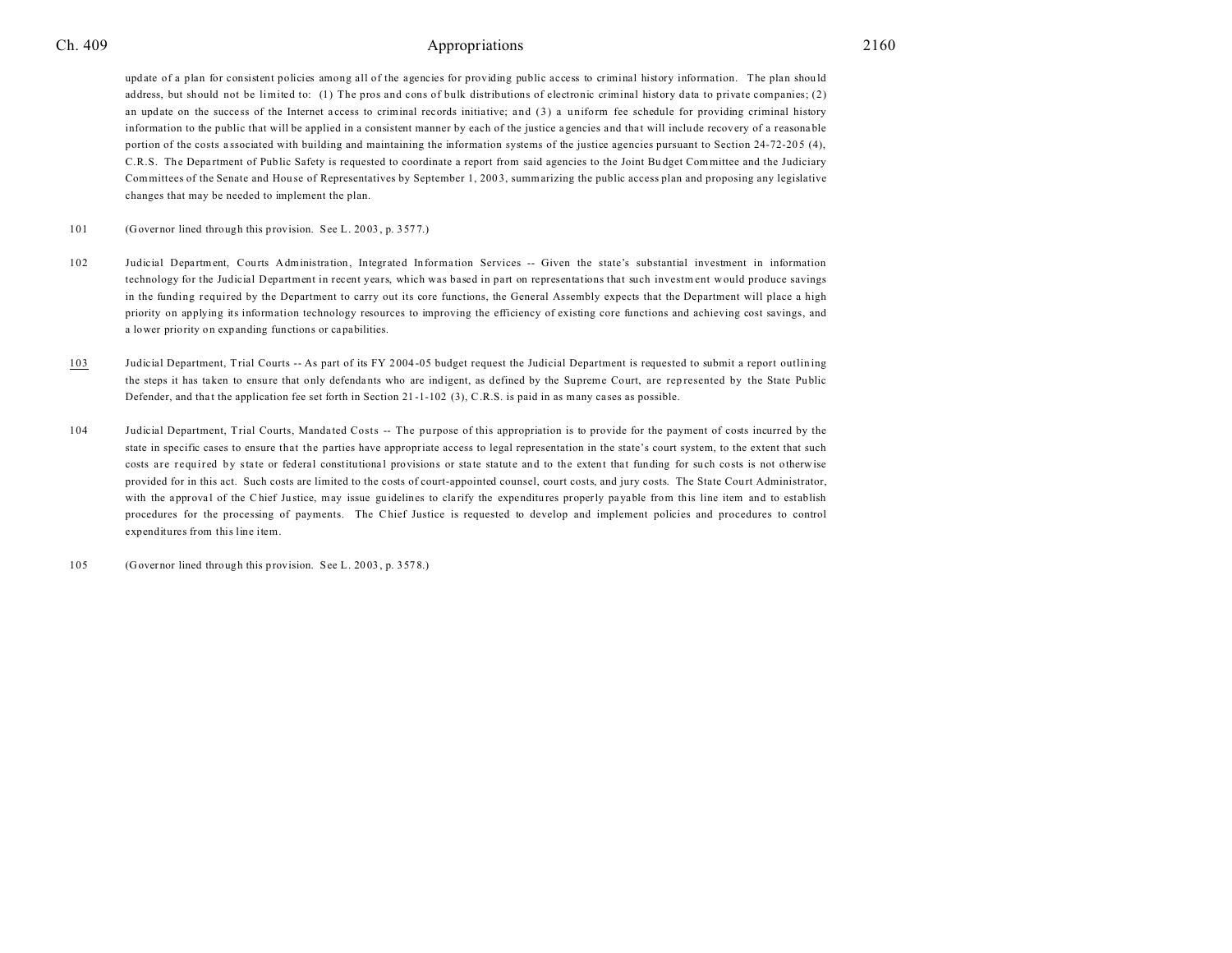update of a plan for consistent policies among all of the agencies for providing public access to criminal history information. The plan should address, but should not be limited to: (1) The pros and cons of bulk distributions of electronic criminal history data to private companies; (2) an update on the success of the Internet access to criminal records initiative; and (3) a uniform fee schedule for providing criminal history information to the public that will be applied in a consistent manner by each of the justice agencies and that will include recovery of a reasonable portion of the costs associated with building and maintaining the information systems of the justice agencies pursuant to Section 24-72-205 (4), C.R.S. The Department of Public Safety is requested to coordinate a report from said agencies to the Joint Budget Committee and the Judiciary Committees of the Senate and House of Representatives by September 1, 2003, summarizing the public access plan and proposing any legislative changes that may be needed to implement the plan.

101 (Governor lined through this provision. See L. 2003, p. 3577.)

102 Judicial Department, Courts Administration, Integrated Information Services -- Given the state's substantial investment in information technology for the Judicial Department in recent years, which was based in part on representations that such investment would produce savings in the funding required by the Department to carry out its core functions, the General Assembly expects that the Department will place a high priority on applying its information technology resources to improving the efficiency of existing core functions and achieving cost savings, and a lower priority on expanding functions or capabilities.

103 Judicial Department, Trial Courts -- As part of its FY 2004-05 budget request the Judicial Department is requested to submit a report outlining the steps it has taken to ensure that only defendants who are indigent, as defined by the Supreme Court, are represented by the State Public Defender, and that the application fee set forth in Section 21-1-102 (3), C.R.S. is paid in as many cases as possible.

104 Judicial Department, Trial Courts, Mandated Costs -- The purpose of this appropriation is to provide for the payment of costs incurred by the state in specific cases to ensure that the parties have appropriate access to legal representation in the state's court system, to the extent that such costs are required by state or federal constitutional provisions or state statute and to the extent that funding for such costs is not otherwise provided for in this act. Such costs are limited to the costs of court-appointed counsel, court costs, and jury costs. The State Court Administrator, with the approval of the Chief Justice, may issue guidelines to clarify the expenditures properly payable from this line item and to establish procedures for the processing of payments. The Chief Justice is requested to develop and implement policies and procedures to control expenditures from this line item.

105 (Governor lined through this provision. See L. 2003, p. 3578.)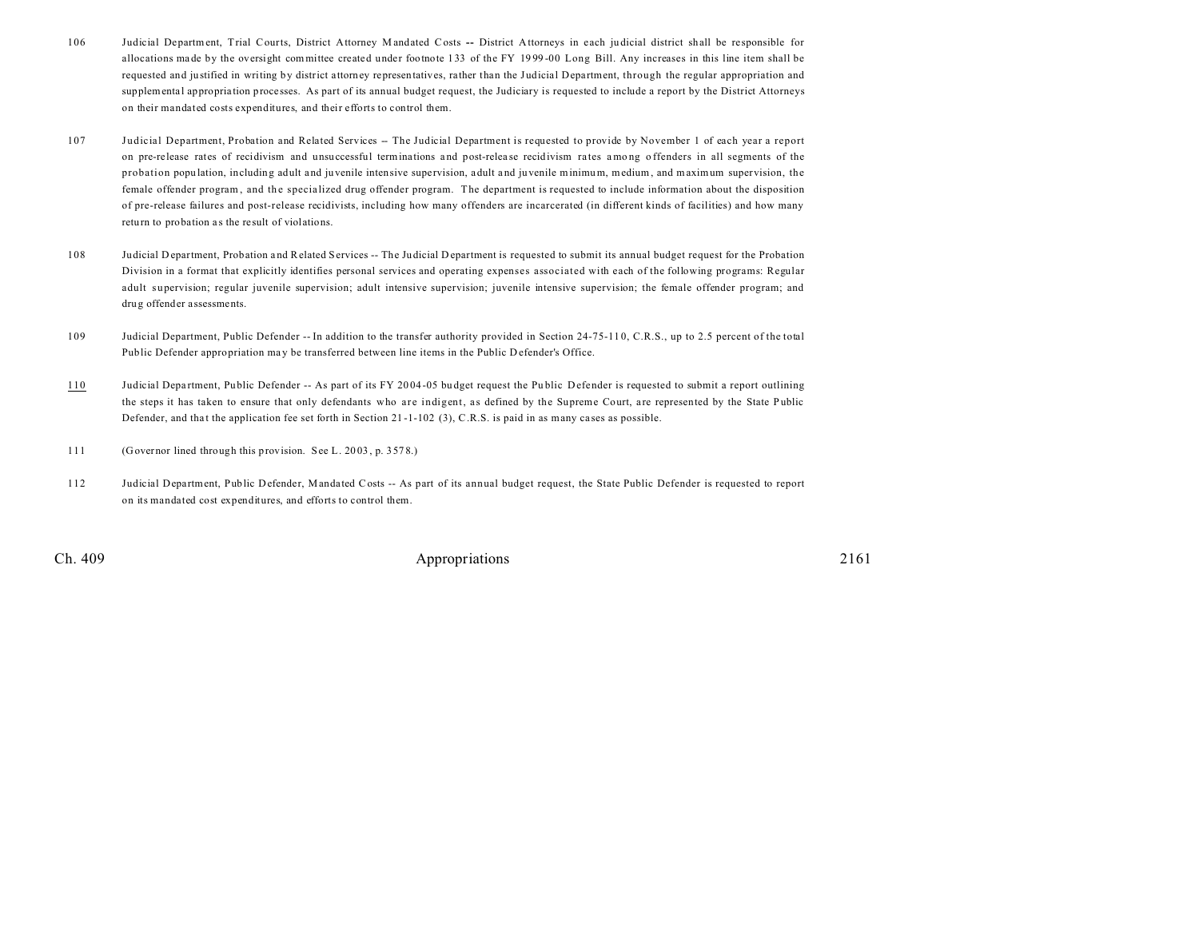106 Judicial Department, Trial Courts, District Attorney Mandated Costs -- District Attorneys in each judicial district shall be responsible for allocations made by the oversight committee created under footnote 133 of the FY 1999-00 Long Bill. Any increases in this line item shall be requested and justified in writing by district attorney representatives, rather than the Judicial Department, through the regular appropriation and supplemental appropriation processes. As part of its annual budget request, the Judiciary is requested to include a report by the District Attorneys on their mandated costs expenditures, and their efforts to control them.

107 Judicial Department, Probation and Related Services -- The Judicial Department is requested to provide by November 1 of each year a report on pre-release rates of recidivism and unsuccessful terminations and post-release recidivism rates among offenders in all segments of the probation population, including adult and juvenile intensive supervision, adult and juvenile minimum, medium, and maximum supervision, the female offender program, and the specialized drug offender program. The department is requested to include information about the disposition of pre-release failures and post-release recidivists, including how many offenders are incarcerated (in different kinds of facilities) and how many return to probation as the result of violations.

108 Judicial Department, Probation and Related Services -- The Judicial Department is requested to submit its annual budget request for the Probation Division in a format that explicitly identifies personal services and operating expenses associated with each of the following programs: Regular adult supervision; regular juvenile supervision; adult intensive supervision; juvenile intensive supervision; the female offender program; and drug offender assessments.

109 Judicial Department, Public Defender -- In addition to the transfer authority provided in Section 24-75-110, C.R.S., up to 2.5 percent of the total Public Defender appropriation may be transferred between line items in the Public Defender's Office.

110 Judicial Department, Public Defender -- As part of its FY 2004-05 budget request the Public Defender is requested to submit a report outlining the steps it has taken to ensure that only defendants who are indigent, as defined by the Supreme Court, are represented by the State Public Defender, and that the application fee set forth in Section 21-1-102 (3), C.R.S. is paid in as many cases as possible.

111 (Governor lined through this provision. See L. 2003, p. 3578.)

112 Judicial Department, Public Defender, Mandated Costs -- As part of its annual budget request, the State Public Defender is requested to report on its mandated cost expenditures, and efforts to control them.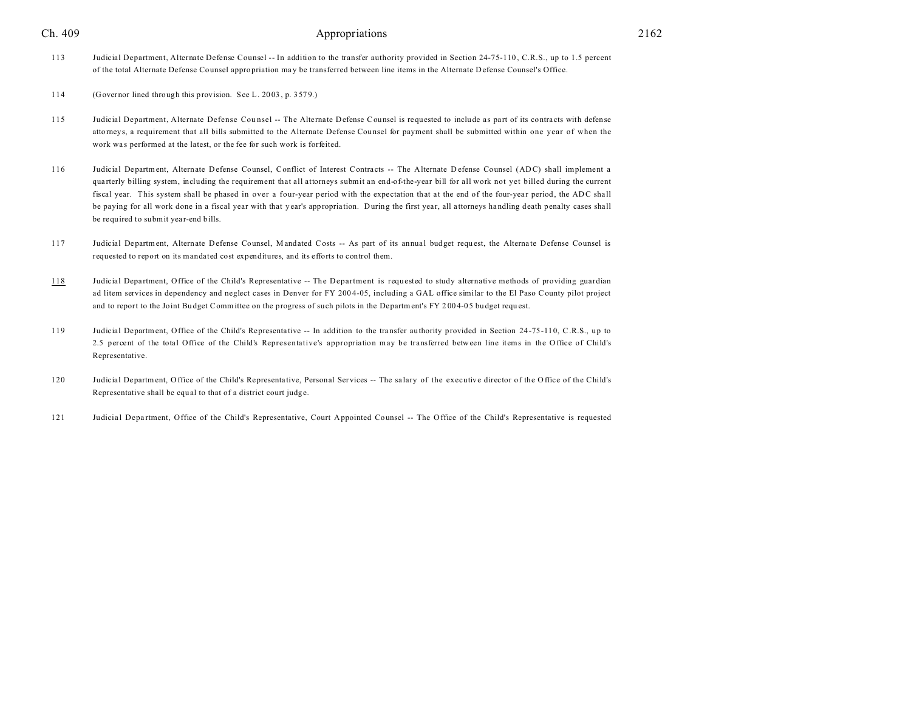113 Judicial Department, Alternate Defense Counsel -- In addition to the transfer authority provided in Section 24-75-110, C.R.S., up to 1.5 percent of the total Alternate Defense Counsel appropriation may be transferred between line items in the Alternate Defense Counsel's Office.

114 (Governor lined through this provision. See L. 2003, p. 3579.)

115 Judicial Department, Alternate Defense Counsel -- The Alternate Defense Counsel is requested to include as part of its contracts with defense attorneys, a requirement that all bills submitted to the Alternate Defense Counsel for payment shall be submitted within one year of when the work was performed at the latest, or the fee for such work is forfeited.

116 Judicial Department, Alternate Defense Counsel, Conflict of Interest Contracts -- The Alternate Defense Counsel (ADC) shall implement a quarterly billing system, including the requirement that all attorneys submit an end-of-the-year bill for all work not yet billed during the current fiscal year. This system shall be phased in over a four-year period with the expectation that at the end of the four-year period, the ADC shall be paying for all work done in a fiscal year with that year's appropriation. During the first year, all attorneys handling death penalty cases shall be required to submit year-end bills.

117 Judicial Department, Alternate Defense Counsel, Mandated Costs -- As part of its annual budget request, the Alternate Defense Counsel is requested to report on its mandated cost expenditures, and its efforts to control them.

118 Judicial Department, Office of the Child's Representative -- The Department is requested to study alternative methods of providing guardian ad litem services in dependency and neglect cases in Denver for FY 2004-05, including a GAL office similar to the El Paso County pilot project and to report to the Joint Budget Committee on the progress of such pilots in the Department's FY 2004-05 budget request.

119 Judicial Department, Office of the Child's Representative -- In addition to the transfer authority provided in Section 24-75-110, C.R.S., up to 2.5 percent of the total Office of the Child's Representative's appropriation may be transferred between line items in the Office of Child's Representative.

120 Judicial Department, Office of the Child's Representative, Personal Services -- The salary of the executive director of the Office of the Child's Representative shall be equal to that of a district court judge.

121 Judicial Department, Office of the Child's Representative, Court Appointed Counsel -- The Office of the Child's Representative is requested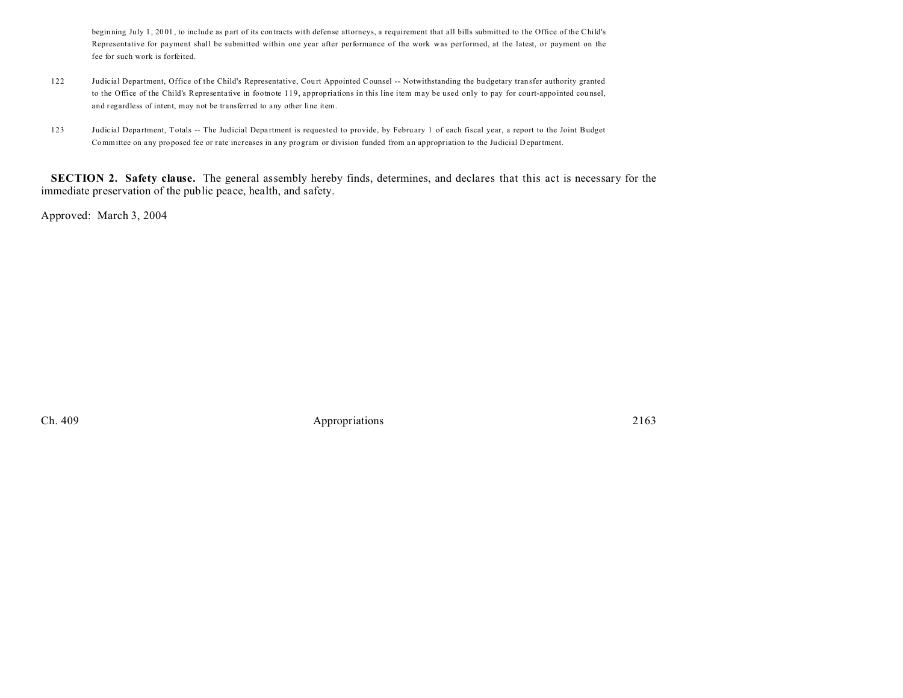beginning July 1, 2001, to include as part of its contracts with defense attorneys, a requirement that all bills submitted to the Office of the Child's Representative for payment shall be submitted within one year after performance of the work was performed, at the latest, or payment on the fee for such work is forfeited.

122 Judicial Department, Office of the Child's Representative, Court Appointed Counsel -- Notwithstanding the budgetary transfer authority granted to the Office of the Child's Representative in footnote 119, appropriations in this line item may be used only to pay for court-appointed counsel, and regardless of intent, may not be transferred to any other line item.

123 Judicial Department, Totals -- The Judicial Department is requested to provide, by February 1 of each fiscal year, a report to the Joint Budget Committee on any proposed fee or rate increases in any program or division funded from an appropriation to the Judicial Department.

**SECTION 2. Safety clause.** The general assembly hereby finds, determines, and declares that this act is necessary for the immediate preservation of the public peace, health, and safety.

Approved: March 3, 2004